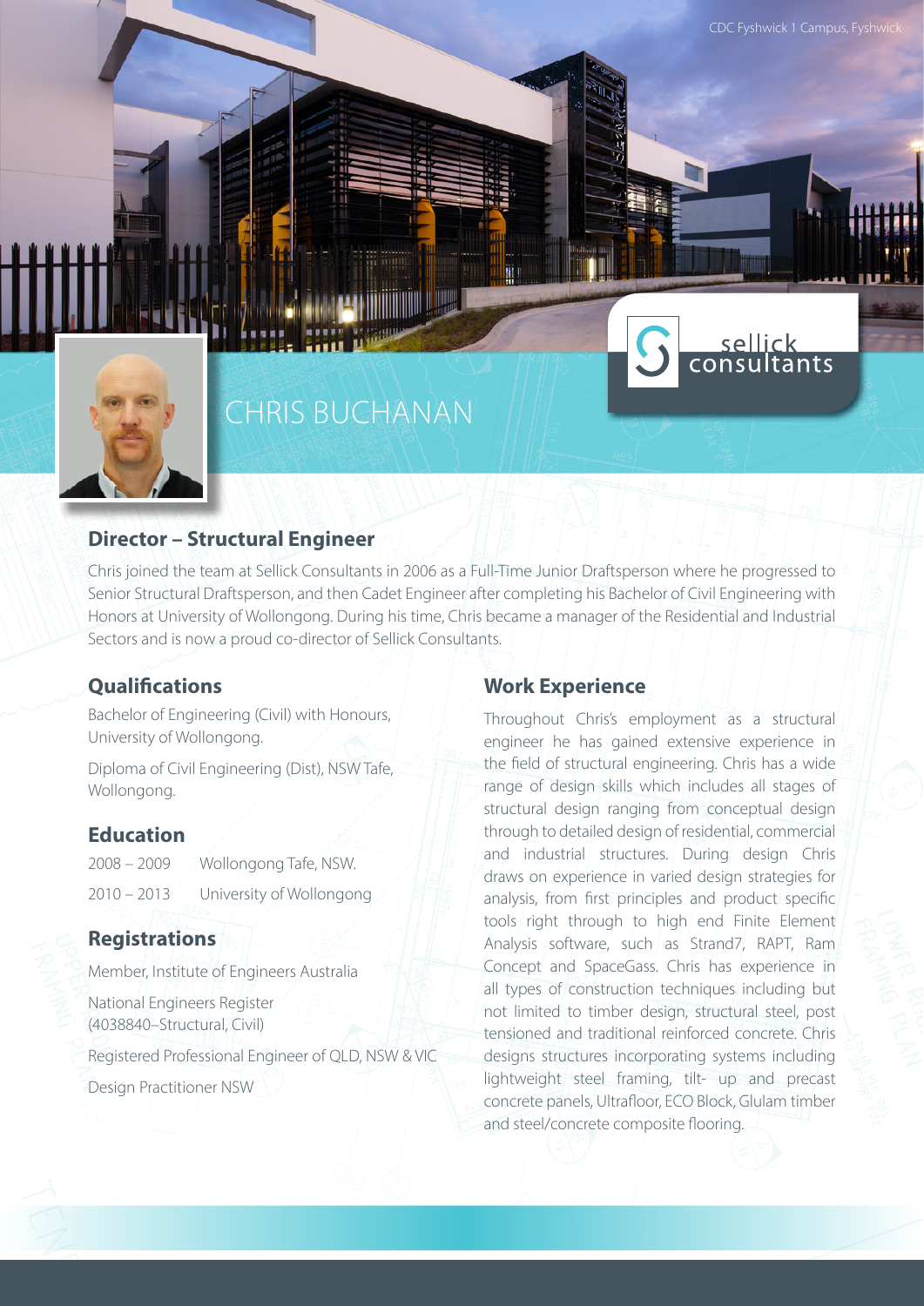CDC Fyshwick 1 Campus, Fyshwick

sellick consultants

# CHRIS BUCHANAN

## Director – Structural Engineer

Chris joined the team at Sellick Consultants in 2006 as a Full-Time Junior Draftsperson where he progressed to Senior Structural Draftsperson, and then Cadet Engineer after completing his Bachelor of Civil Engineering with Honors at University of Wollongong. During his time, Chris became a manager of the Residential and Industrial Sectors and is now a proud co-director of Sellick Consultants.

## Qualifications

Bachelor of Engineering (Civil) with Honours, University of Wollongong.

Diploma of Civil Engineering (Dist), NSW Tafe, Wollongong.

## Education

2008 – 2009 Wollongong Tafe, NSW.

2010 – 2013 University of Wollongong

## Registrations

Member, Institute of Engineers Australia

National Engineers Register (4038840–Structural, Civil)

Registered Professional Engineer of QLD, NSW & VIC

Design Practitioner NSW

## Work Experience

Throughout Chris's employment as a structural engineer he has gained extensive experience in the field of structural engineering. Chris has a wide range of design skills which includes all stages of structural design ranging from conceptual design through to detailed design of residential, commercial and industrial structures. During design Chris draws on experience in varied design strategies for analysis, from first principles and product specific tools right through to high end Finite Element Analysis software, such as Strand7, RAPT, Ram Concept and SpaceGass. Chris has experience in all types of construction techniques including but not limited to timber design, structural steel, post tensioned and traditional reinforced concrete. Chris designs structures incorporating systems including lightweight steel framing, tilt- up and precast concrete panels, Ultrafloor, ECO Block, Glulam timber and steel/concrete composite flooring.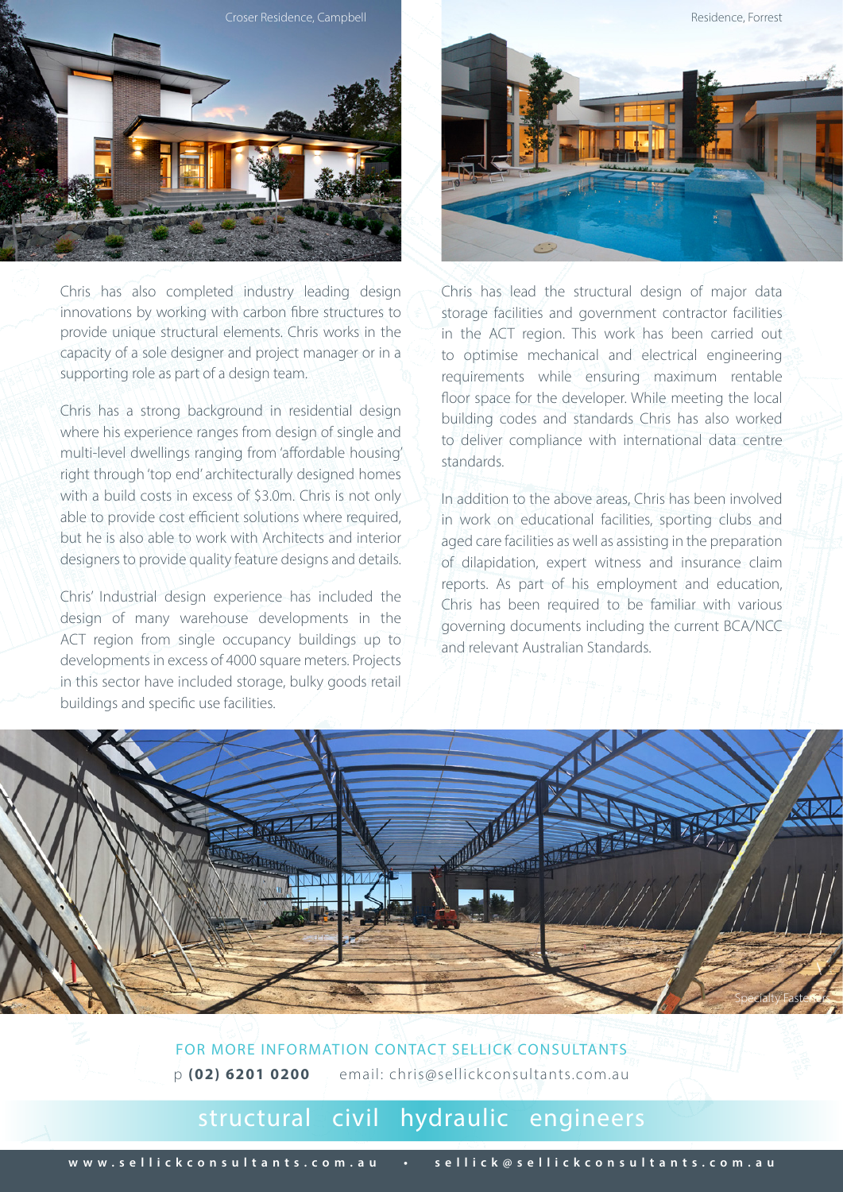Croser Residence, Campbell

Residence, Forrest

Chris has also completed industry leading design innovations by working with carbon fibre structures to provide unique structural elements. Chris works in the capacity of a sole designer and project manager or in a supporting role as part of a design team.

Chris has a strong background in residential design where his experience ranges from design of single and multi-level dwellings ranging from 'affordable housing' right through 'top end' architecturally designed homes with a build costs in excess of $3.0m. Chris is not only able to provide cost efficient solutions where required, but he is also able to work with Architects and interior designers to provide quality feature designs and details.

Chris' Industrial design experience has included the design of many warehouse developments in the ACT region from single occupancy buildings up to developments in excess of 4000 square meters. Projects in this sector have included storage, bulky goods retail buildings and specific use facilities.

Chris has lead the structural design of major data storage facilities and government contractor facilities in the ACT region. This work has been carried out to optimise mechanical and electrical engineering requirements while ensuring maximum rentable floor space for the developer. While meeting the local building codes and standards Chris has also worked to deliver compliance with international data centre standards.

In addition to the above areas, Chris has been involved in work on educational facilities, sporting clubs and aged care facilities as well as assisting in the preparation of dilapidation, expert witness and insurance claim reports. As part of his employment and education, Chris has been required to be familiar with various governing documents including the current BCA/NCC and relevant Australian Standards.

Specialty Fasteners

FOR MORE INFORMATION CONTACT SELLICK CONSULTANTS

p **(02) 6201 0200** email: chris@sellickconsultants.com.au

structural civil hydraulic engineers

www.sellickconsultants.com.au • sellick@sellickconsultants.com.au